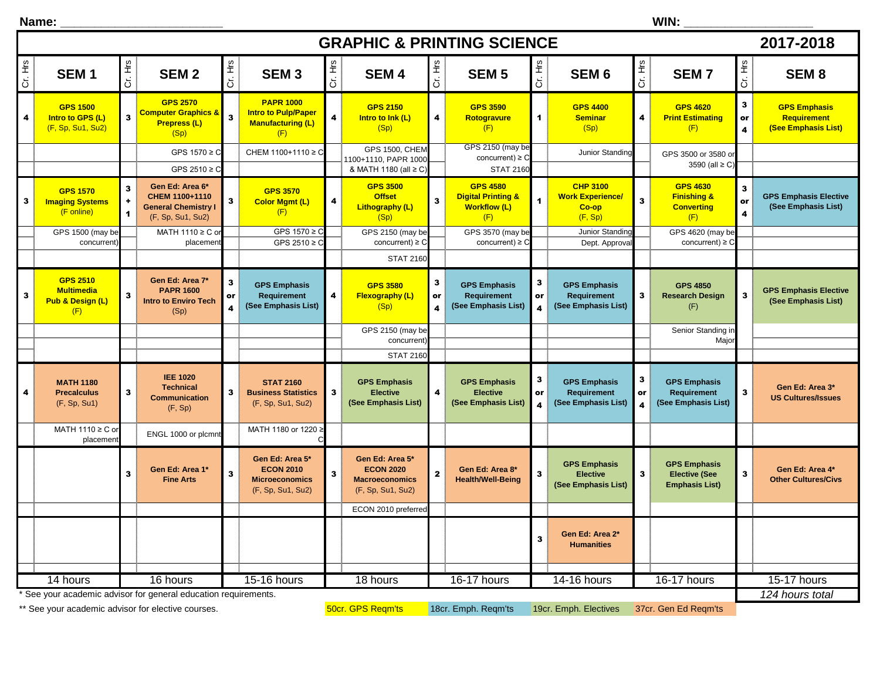Name: ________________________ WIN: ____________________

# GRAPHIC & PRINTING SCIENCE 2017-2018

| Cr. Hrs | SEM 1 | Cr. Hrs | SEM 2 | Cr. Hrs | SEM 3 | Cr. Hrs | SEM 4 | Cr. Hrs | SEM 5 | Cr. Hrs | SEM 6 | Cr. Hrs | SEM 7 | Cr. Hrs | SEM 8 |
|---|---|---|---|---|---|---|---|---|---|---|---|---|---|---|---|
| 4 | **GPS 1500 Intro to GPS (L)** (F, Sp, Su1, Su2) | 3 | **GPS 2570 Computer Graphics & Prepress (L)** (Sp) | 3 | **PAPR 1000 Intro to Pulp/Paper Manufacturing (L)** (F) | 4 | **GPS 2150 Intro to Ink (L)** (Sp) | 4 | **GPS 3590 Rotogravure** (F) | 1 | **GPS 4400 Seminar** (Sp) | 4 | **GPS 4620 Print Estimating** (F) | 3 or 4 | **GPS Emphasis Requirement (See Emphasis List)** |
| | | | GPS 1570 ≥ C; GPS 2510 ≥ C | | CHEM 1100+1110 ≥ C | | GPS 1500, CHEM 1100+1110, PAPR 1000 & MATH 1180 (all ≥ C) | | GPS 2150 (may be concurrent) ≥ C; STAT 2160 | | Junior Standing | | GPS 3500 or 3580 or 3590 (all ≥ C) | | |
| 3 | **GPS 1570 Imaging Systems** (F online) | 3 + 1 | **Gen Ed: Area 6* CHEM 1100+1110 General Chemistry I** (F, Sp, Su1, Su2) | 3 | **GPS 3570 Color Mgmt (L)** (F) | 4 | **GPS 3500 Offset Lithography (L)** (Sp) | 3 | **GPS 4580 Digital Printing & Workflow (L)** (F) | 1 | **CHP 3100 Work Experience/ Co-op** (F, Sp) | 3 | **GPS 4630 Finishing & Converting** (F) | 3 or 4 | **GPS Emphasis Elective (See Emphasis List)** |
| | GPS 1500 (may be concurrent) | | MATH 1110 ≥ C or placement | | GPS 1570 ≥ C; GPS 2510 ≥ C | | GPS 2150 (may be concurrent) ≥ C; STAT 2160 | | GPS 3570 (may be concurrent) ≥ C | | Junior Standing; Dept. Approval | | GPS 4620 (may be concurrent) ≥ C | | |
| 3 | **GPS 2510 Multimedia Pub & Design (L)** (F) | 3 | **Gen Ed: Area 7* PAPR 1600 Intro to Enviro Tech** (Sp) | 3 or 4 | **GPS Emphasis Requirement (See Emphasis List)** | 4 | **GPS 3580 Flexography (L)** (Sp) | 3 or 4 | **GPS Emphasis Requirement (See Emphasis List)** | 3 or 4 | **GPS Emphasis Requirement (See Emphasis List)** | 3 | **GPS 4850 Research Design** (F) | 3 | **GPS Emphasis Elective (See Emphasis List)** |
| | | | | | | | GPS 2150 (may be concurrent); STAT 2160 | | | | | | Senior Standing in Major | | |
| 4 | **MATH 1180 Precalculus** (F, Sp, Su1) | 3 | **IEE 1020 Technical Communication** (F, Sp) | 3 | **STAT 2160 Business Statistics** (F, Sp, Su1, Su2) | 3 | **GPS Emphasis Elective (See Emphasis List)** | 4 | **GPS Emphasis Elective (See Emphasis List)** | 3 or 4 | **GPS Emphasis Requirement (See Emphasis List)** | 3 or 4 | **GPS Emphasis Requirement (See Emphasis List)** | 3 | **Gen Ed: Area 3* US Cultures/Issues** |
| | MATH 1110 ≥ C or placement | | ENGL 1000 or plcmnt | | MATH 1180 or 1220 ≥ C | | | | | | | | | | |
| | | 3 | **Gen Ed: Area 1* Fine Arts** | 3 | **Gen Ed: Area 5* ECON 2010 Microeconomics** (F, Sp, Su1, Su2) | 3 | **Gen Ed: Area 5* ECON 2020 Macroeconomics** (F, Sp, Su1, Su2) | 2 | **Gen Ed: Area 8* Health/Well-Being** | 3 | **GPS Emphasis Elective (See Emphasis List)** | 3 | **GPS Emphasis Elective (See Emphasis List)** | 3 | **Gen Ed: Area 4* Other Cultures/Civs** |
| | | | | | | | ECON 2010 preferred | | | | | | | | |
| | | | | | | | | | | 3 | **Gen Ed: Area 2* Humanities** | | | | |
| | 14 hours | | 16 hours | | 15-16 hours | | 18 hours | | 16-17 hours | | 14-16 hours | | 16-17 hours | | 15-17 hours |
| | | | | | | | | | | | | | | | *124 hours total* |

\* See your academic advisor for general education requirements.

** See your academic advisor for elective courses.

50cr. GPS Reqm'ts | 18cr. Emph. Reqm'ts | 19cr. Emph. Electives | 37cr. Gen Ed Reqm'ts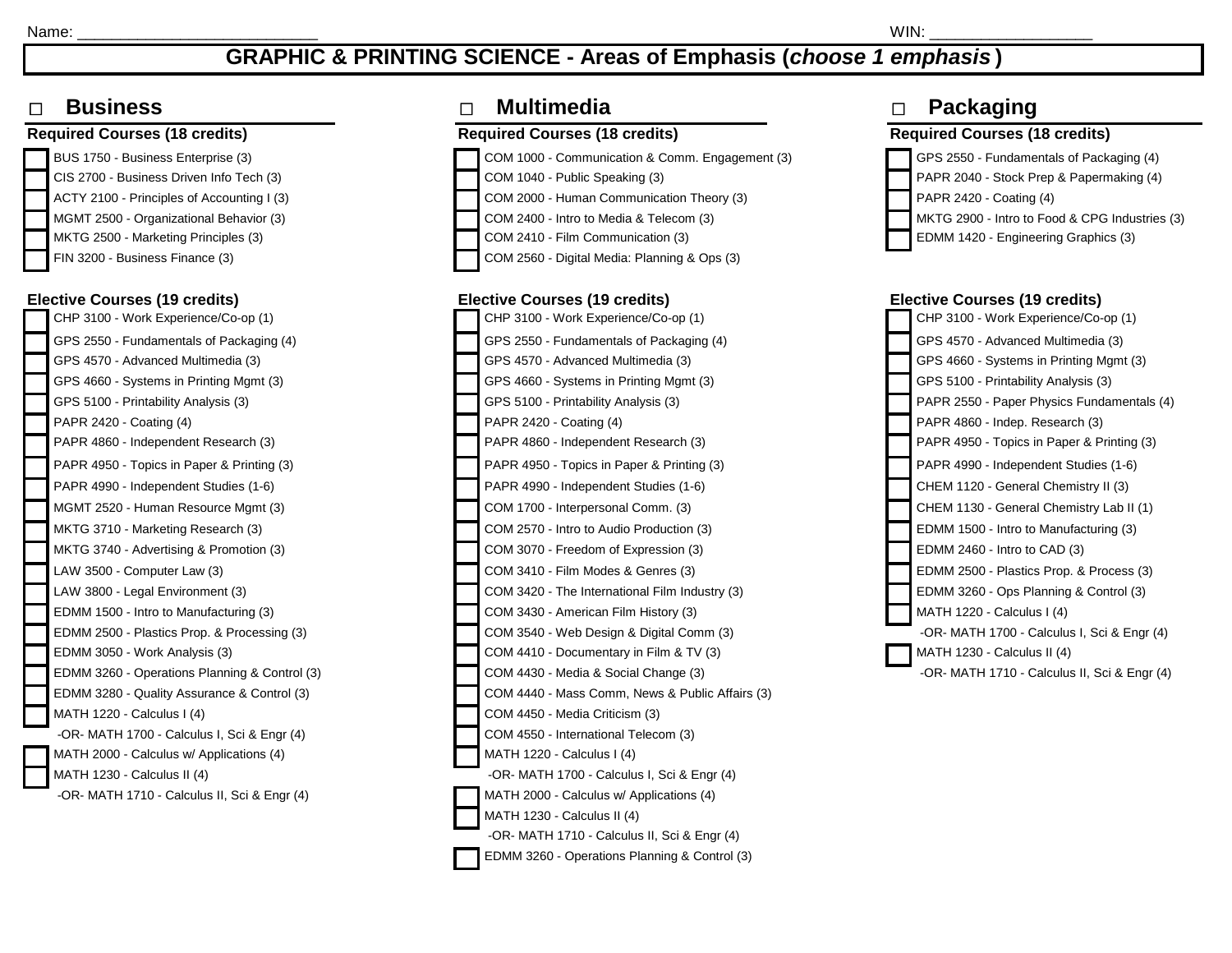Name: ___________________________ WIN: ___________________

# GRAPHIC & PRINTING SCIENCE - Areas of Emphasis (*choose 1 emphasis*)

## ☐ Business

### Required Courses (18 credits)

- ☐ BUS 1750 - Business Enterprise (3)
- ☐ CIS 2700 - Business Driven Info Tech (3)
- ☐ ACTY 2100 - Principles of Accounting I (3)
- ☐ MGMT 2500 - Organizational Behavior (3)
- ☐ MKTG 2500 - Marketing Principles (3)
- ☐ FIN 3200 - Business Finance (3)

### Elective Courses (19 credits)

- ☐ CHP 3100 - Work Experience/Co-op (1)
- ☐ GPS 2550 - Fundamentals of Packaging (4)
- ☐ GPS 4570 - Advanced Multimedia (3)
- ☐ GPS 4660 - Systems in Printing Mgmt (3)
- ☐ GPS 5100 - Printability Analysis (3)
- ☐ PAPR 2420 - Coating (4)
- ☐ PAPR 4860 - Independent Research (3)
- ☐ PAPR 4950 - Topics in Paper & Printing (3)
- ☐ PAPR 4990 - Independent Studies (1-6)
- ☐ MGMT 2520 - Human Resource Mgmt (3)
- ☐ MKTG 3710 - Marketing Research (3)
- ☐ MKTG 3740 - Advertising & Promotion (3)
- ☐ LAW 3500 - Computer Law (3)
- ☐ LAW 3800 - Legal Environment (3)
- ☐ EDMM 1500 - Intro to Manufacturing (3)
- ☐ EDMM 2500 - Plastics Prop. & Processing (3)
- ☐ EDMM 3050 - Work Analysis (3)
- ☐ EDMM 3260 - Operations Planning & Control (3)
- ☐ EDMM 3280 - Quality Assurance & Control (3)
- ☐ MATH 1220 - Calculus I (4)
  -OR- MATH 1700 - Calculus I, Sci & Engr (4)
- ☐ MATH 2000 - Calculus w/ Applications (4)
- ☐ MATH 1230 - Calculus II (4)
  -OR- MATH 1710 - Calculus II, Sci & Engr (4)

## ☐ Multimedia

### Required Courses (18 credits)

- ☐ COM 1000 - Communication & Comm. Engagement (3)
- ☐ COM 1040 - Public Speaking (3)
- ☐ COM 2000 - Human Communication Theory (3)
- ☐ COM 2400 - Intro to Media & Telecom (3)
- ☐ COM 2410 - Film Communication (3)
- ☐ COM 2560 - Digital Media: Planning & Ops (3)

### Elective Courses (19 credits)

- ☐ CHP 3100 - Work Experience/Co-op (1)
- ☐ GPS 2550 - Fundamentals of Packaging (4)
- ☐ GPS 4570 - Advanced Multimedia (3)
- ☐ GPS 4660 - Systems in Printing Mgmt (3)
- ☐ GPS 5100 - Printability Analysis (3)
- ☐ PAPR 2420 - Coating (4)
- ☐ PAPR 4860 - Independent Research (3)
- ☐ PAPR 4950 - Topics in Paper & Printing (3)
- ☐ PAPR 4990 - Independent Studies (1-6)
- ☐ COM 1700 - Interpersonal Comm. (3)
- ☐ COM 2570 - Intro to Audio Production (3)
- ☐ COM 3070 - Freedom of Expression (3)
- ☐ COM 3410 - Film Modes & Genres (3)
- ☐ COM 3420 - The International Film Industry (3)
- ☐ COM 3430 - American Film History (3)
- ☐ COM 3540 - Web Design & Digital Comm (3)
- ☐ COM 4410 - Documentary in Film & TV (3)
- ☐ COM 4430 - Media & Social Change (3)
- ☐ COM 4440 - Mass Comm, News & Public Affairs (3)
- ☐ COM 4450 - Media Criticism (3)
- ☐ COM 4550 - International Telecom (3)
- ☐ MATH 1220 - Calculus I (4)
  -OR- MATH 1700 - Calculus I, Sci & Engr (4)
- ☐ MATH 2000 - Calculus w/ Applications (4)
- ☐ MATH 1230 - Calculus II (4)
  -OR- MATH 1710 - Calculus II, Sci & Engr (4)
- ☐ EDMM 3260 - Operations Planning & Control (3)

## ☐ Packaging

### Required Courses (18 credits)

- ☐ GPS 2550 - Fundamentals of Packaging (4)
- ☐ PAPR 2040 - Stock Prep & Papermaking (4)
- ☐ PAPR 2420 - Coating (4)
- ☐ MKTG 2900 - Intro to Food & CPG Industries (3)
- ☐ EDMM 1420 - Engineering Graphics (3)

### Elective Courses (19 credits)

- ☐ CHP 3100 - Work Experience/Co-op (1)
- ☐ GPS 4570 - Advanced Multimedia (3)
- ☐ GPS 4660 - Systems in Printing Mgmt (3)
- ☐ GPS 5100 - Printability Analysis (3)
- ☐ PAPR 2550 - Paper Physics Fundamentals (4)
- ☐ PAPR 4860 - Indep. Research (3)
- ☐ PAPR 4950 - Topics in Paper & Printing (3)
- ☐ PAPR 4990 - Independent Studies (1-6)
- ☐ CHEM 1120 - General Chemistry II (3)
- ☐ CHEM 1130 - General Chemistry Lab II (1)
- ☐ EDMM 1500 - Intro to Manufacturing (3)
- ☐ EDMM 2460 - Intro to CAD (3)
- ☐ EDMM 2500 - Plastics Prop. & Process (3)
- ☐ EDMM 3260 - Ops Planning & Control (3)
- ☐ MATH 1220 - Calculus I (4)
  -OR- MATH 1700 - Calculus I, Sci & Engr (4)
- ☐ MATH 1230 - Calculus II (4)
  -OR- MATH 1710 - Calculus II, Sci & Engr (4)